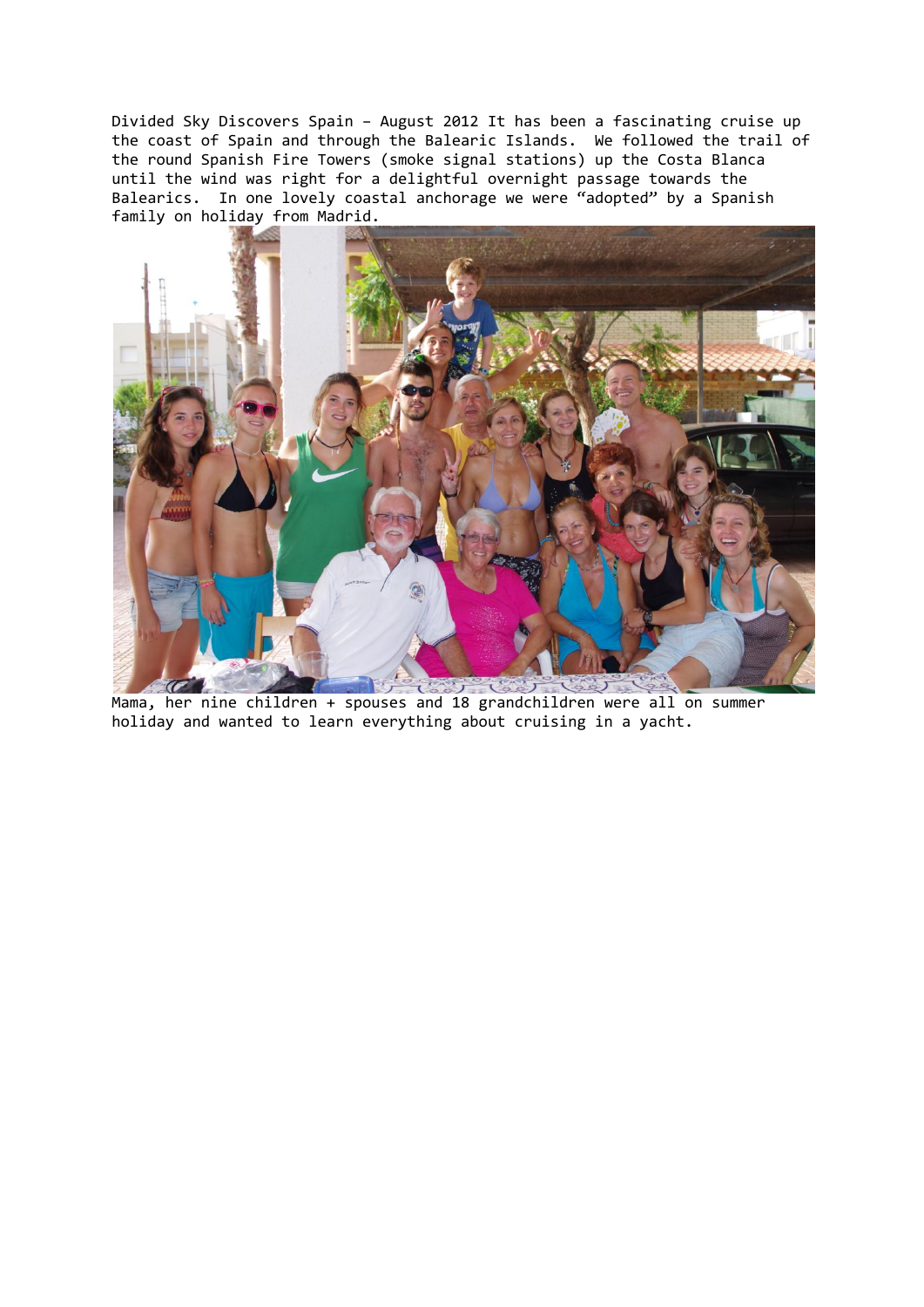Divided Sky Discovers Spain – August 2012 It has been a fascinating cruise up the coast of Spain and through the Balearic Islands. We followed the trail of the round Spanish Fire Towers (smoke signal stations) up the Costa Blanca until the wind was right for a delightful overnight passage towards the Balearics. In one lovely coastal anchorage we were "adopted" by a Spanish family on holiday from Madrid.

Mama, her nine children + spouses and 18 grandchildren were all on summer holiday and wanted to learn everything about cruising in a yacht.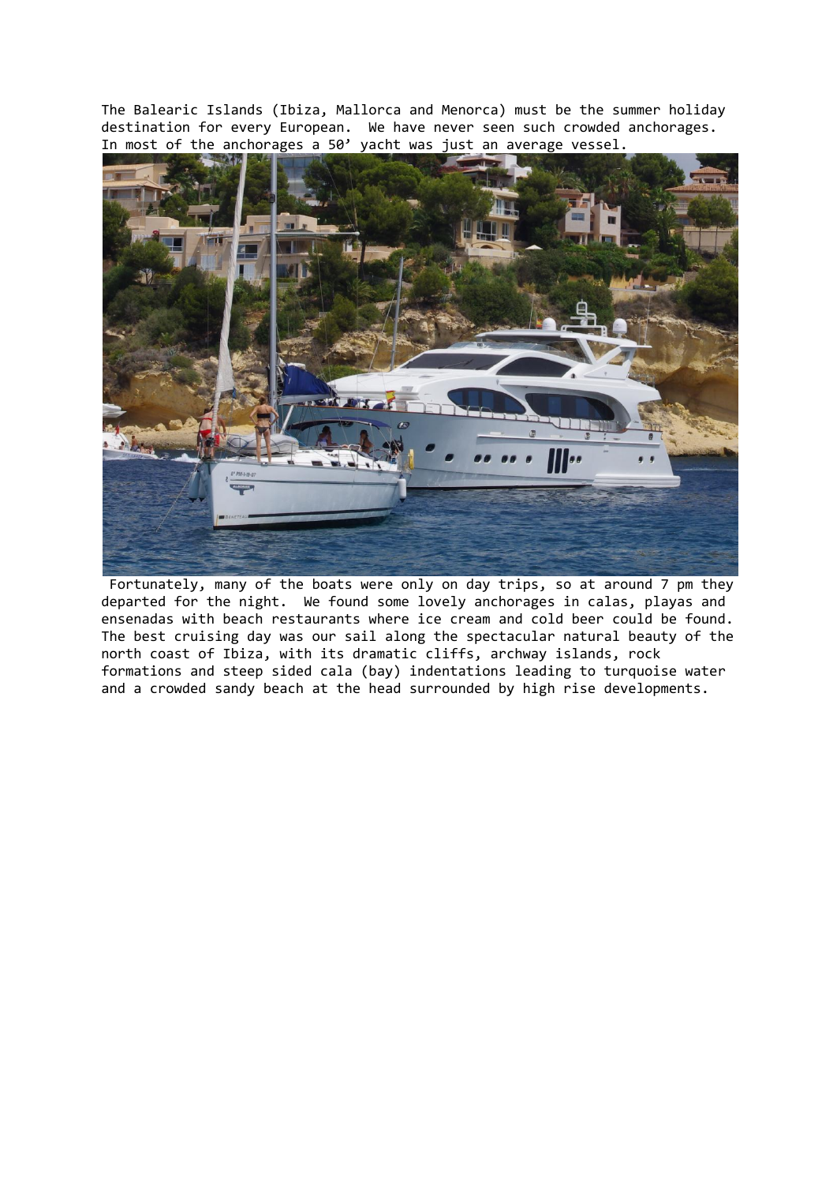The Balearic Islands (Ibiza, Mallorca and Menorca) must be the summer holiday destination for every European. We have never seen such crowded anchorages. In most of the anchorages a 50' yacht was just an average vessel.

Fortunately, many of the boats were only on day trips, so at around 7 pm they departed for the night. We found some lovely anchorages in calas, playas and ensenadas with beach restaurants where ice cream and cold beer could be found. The best cruising day was our sail along the spectacular natural beauty of the north coast of Ibiza, with its dramatic cliffs, archway islands, rock formations and steep sided cala (bay) indentations leading to turquoise water and a crowded sandy beach at the head surrounded by high rise developments.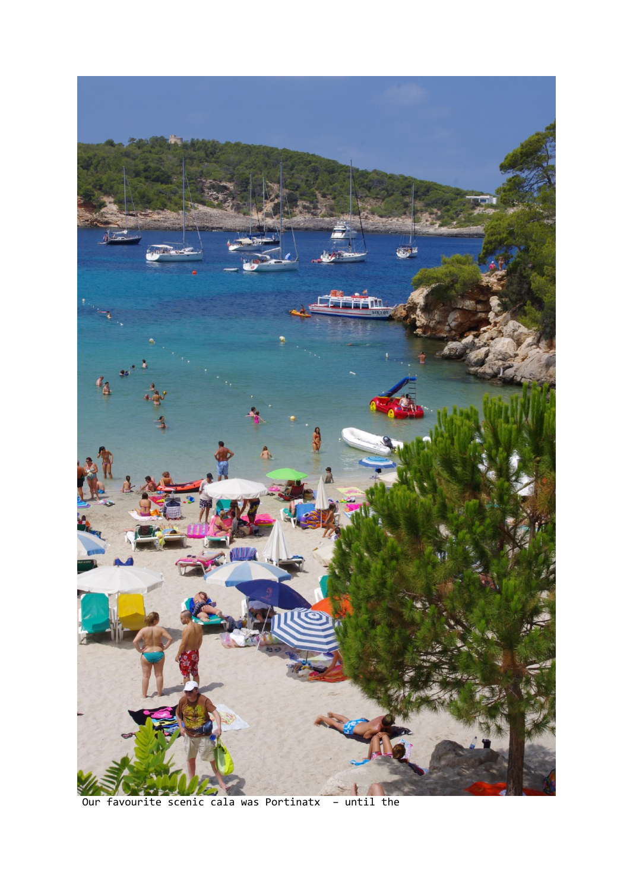Our favourite scenic cala was Portinatx – until the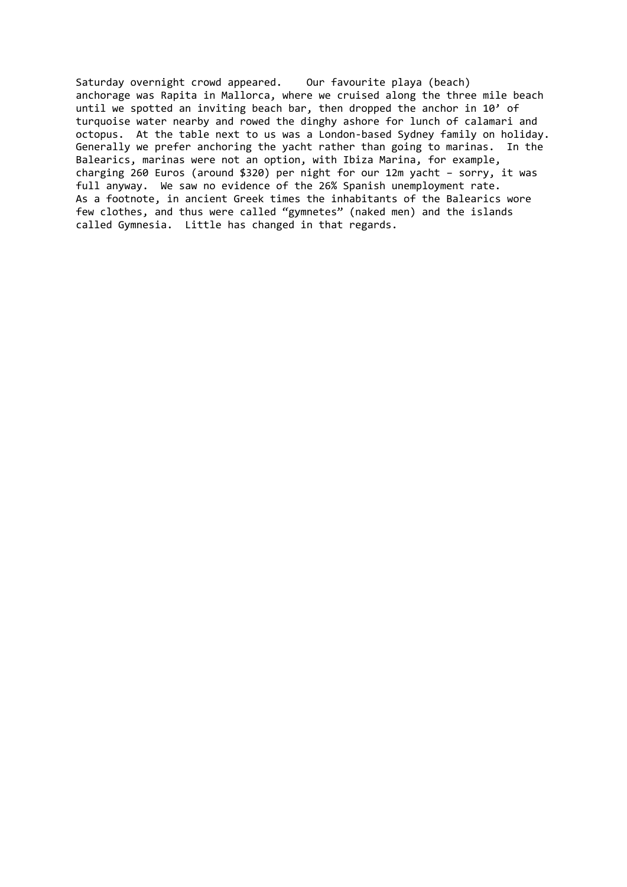Saturday overnight crowd appeared. Our favourite playa (beach) anchorage was Rapita in Mallorca, where we cruised along the three mile beach until we spotted an inviting beach bar, then dropped the anchor in 10' of turquoise water nearby and rowed the dinghy ashore for lunch of calamari and octopus. At the table next to us was a London-based Sydney family on holiday. Generally we prefer anchoring the yacht rather than going to marinas. In the Balearics, marinas were not an option, with Ibiza Marina, for example, charging 260 Euros (around $320) per night for our 12m yacht – sorry, it was full anyway. We saw no evidence of the 26% Spanish unemployment rate.

As a footnote, in ancient Greek times the inhabitants of the Balearics wore few clothes, and thus were called "gymnetes" (naked men) and the islands called Gymnesia. Little has changed in that regards.